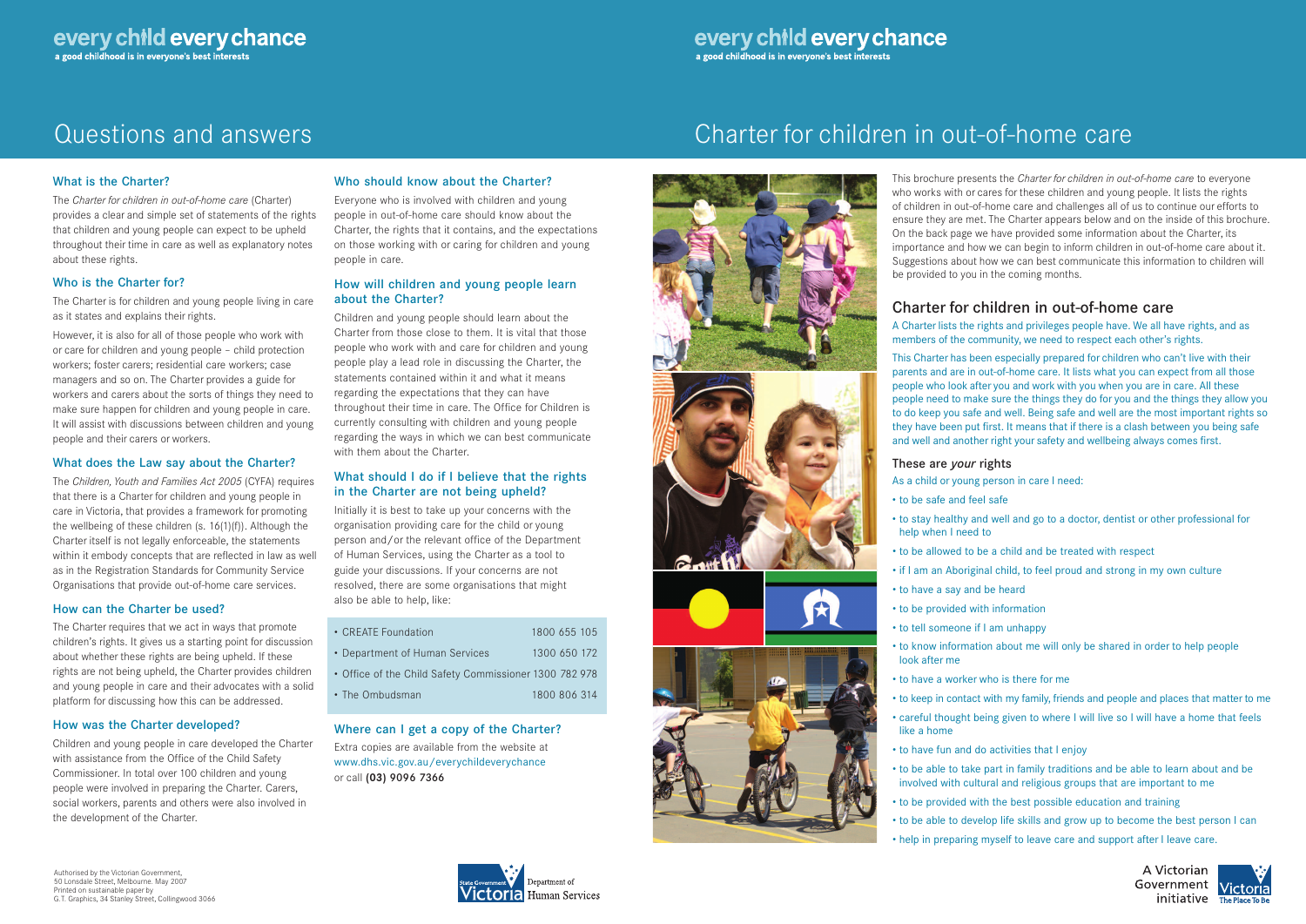every child every chance
a good childhood is in everyone's best interests

# Questions and answers

### What is the Charter?

The *Charter for children in out-of-home care* (Charter) provides a clear and simple set of statements of the rights that children and young people can expect to be upheld throughout their time in care as well as explanatory notes about these rights.

### Who is the Charter for?

The Charter is for children and young people living in care as it states and explains their rights.

However, it is also for all of those people who work with or care for children and young people – child protection workers; foster carers; residential care workers; case managers and so on. The Charter provides a guide for workers and carers about the sorts of things they need to make sure happen for children and young people in care. It will assist with discussions between children and young people and their carers or workers.

### What does the Law say about the Charter?

The *Children, Youth and Families Act 2005* (CYFA) requires that there is a Charter for children and young people in care in Victoria, that provides a framework for promoting the wellbeing of these children (s. 16(1)(f)). Although the Charter itself is not legally enforceable, the statements within it embody concepts that are reflected in law as well as in the Registration Standards for Community Service Organisations that provide out-of-home care services.

### How can the Charter be used?

The Charter requires that we act in ways that promote children's rights. It gives us a starting point for discussion about whether these rights are being upheld. If these rights are not being upheld, the Charter provides children and young people in care and their advocates with a solid platform for discussing how this can be addressed.

### How was the Charter developed?

Children and young people in care developed the Charter with assistance from the Office of the Child Safety Commissioner. In total over 100 children and young people were involved in preparing the Charter. Carers, social workers, parents and others were also involved in the development of the Charter.

### Who should know about the Charter?

Everyone who is involved with children and young people in out-of-home care should know about the Charter, the rights that it contains, and the expectations on those working with or caring for children and young people in care.

### How will children and young people learn about the Charter?

Children and young people should learn about the Charter from those close to them. It is vital that those people who work with and care for children and young people play a lead role in discussing the Charter, the statements contained within it and what it means regarding the expectations that they can have throughout their time in care. The Office for Children is currently consulting with children and young people regarding the ways in which we can best communicate with them about the Charter.

### What should I do if I believe that the rights in the Charter are not being upheld?

Initially it is best to take up your concerns with the organisation providing care for the child or young person and/or the relevant office of the Department of Human Services, using the Charter as a tool to guide your discussions. If your concerns are not resolved, there are some organisations that might also be able to help, like:

- CREATE Foundation 1800 655 105
- Department of Human Services 1300 650 172
- Office of the Child Safety Commissioner 1300 782 978
- The Ombudsman 1800 806 314

### Where can I get a copy of the Charter?

Extra copies are available from the website at www.dhs.vic.gov.au/everychildeverychance or call **(03) 9096 7366**

Authorised by the Victorian Government, 50 Lonsdale Street, Melbourne. May 2007
Printed on sustainable paper by G.T. Graphics, 34 Stanley Street, Collingwood 3066

State Government Victoria Department of Human Services

every child every chance
a good childhood is in everyone's best interests

# Charter for children in out-of-home care

This brochure presents the *Charter for children in out-of-home care* to everyone who works with or cares for these children and young people. It lists the rights of children in out-of-home care and challenges all of us to continue our efforts to ensure they are met. The Charter appears below and on the inside of this brochure. On the back page we have provided some information about the Charter, its importance and how we can begin to inform children in out-of-home care about it. Suggestions about how we can best communicate this information to children will be provided to you in the coming months.

## Charter for children in out-of-home care

A Charter lists the rights and privileges people have. We all have rights, and as members of the community, we need to respect each other's rights.

This Charter has been especially prepared for children who can't live with their parents and are in out-of-home care. It lists what you can expect from all those people who look after you and work with you when you are in care. All these people need to make sure the things they do for you and the things they allow you to do keep you safe and well. Being safe and well are the most important rights so they have been put first. It means that if there is a clash between you being safe and well and another right your safety and wellbeing always comes first.

### These are *your* rights

As a child or young person in care I need:

- to be safe and feel safe
- to stay healthy and well and go to a doctor, dentist or other professional for help when I need to
- to be allowed to be a child and be treated with respect
- if I am an Aboriginal child, to feel proud and strong in my own culture
- to have a say and be heard
- to be provided with information
- to tell someone if I am unhappy
- to know information about me will only be shared in order to help people look after me
- to have a worker who is there for me
- to keep in contact with my family, friends and people and places that matter to me
- careful thought being given to where I will live so I will have a home that feels like a home
- to have fun and do activities that I enjoy
- to be able to take part in family traditions and be able to learn about and be involved with cultural and religious groups that are important to me
- to be provided with the best possible education and training
- to be able to develop life skills and grow up to become the best person I can
- help in preparing myself to leave care and support after I leave care.

A Victorian Government initiative
Victoria The Place To Be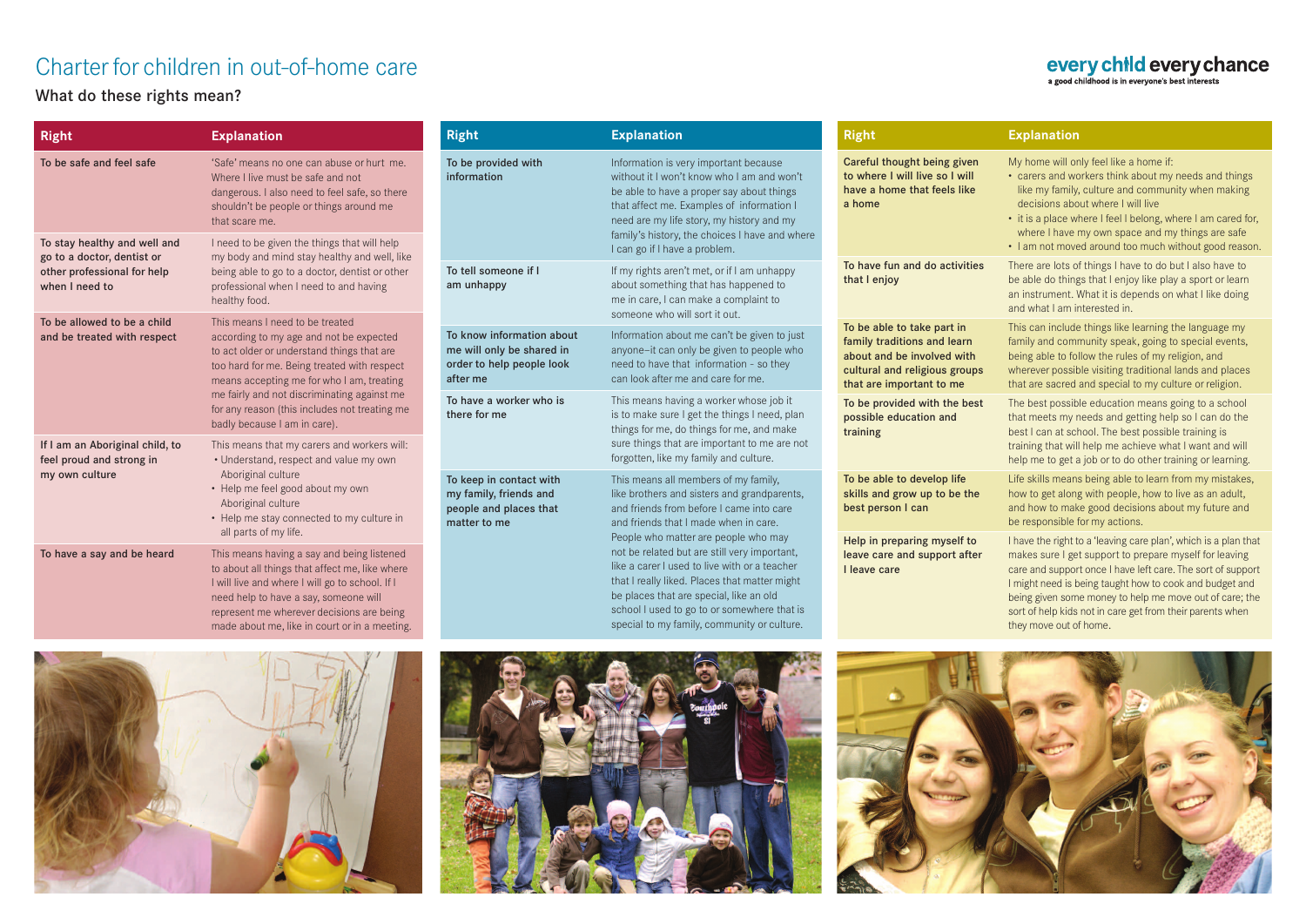# Charter for children in out-of-home care

every child every chance
a good childhood is in everyone's best interests

## What do these rights mean?

| Right | Explanation |
| --- | --- |
| To be safe and feel safe | 'Safe' means no one can abuse or hurt me. Where I live must be safe and not dangerous. I also need to feel safe, so there shouldn't be people or things around me that scare me. |
| To stay healthy and well and go to a doctor, dentist or other professional for help when I need to | I need to be given the things that will help my body and mind stay healthy and well, like being able to go to a doctor, dentist or other professional when I need to and having healthy food. |
| To be allowed to be a child and be treated with respect | This means I need to be treated according to my age and not be expected to act older or understand things that are too hard for me. Being treated with respect means accepting me for who I am, treating me fairly and not discriminating against me for any reason (this includes not treating me badly because I am in care). |
| If I am an Aboriginal child, to feel proud and strong in my own culture | This means that my carers and workers will:<br>• Understand, respect and value my own Aboriginal culture<br>• Help me feel good about my own Aboriginal culture<br>• Help me stay connected to my culture in all parts of my life. |
| To have a say and be heard | This means having a say and being listened to about all things that affect me, like where I will live and where I will go to school. If I need help to have a say, someone will represent me wherever decisions are being made about me, like in court or in a meeting. |

| Right | Explanation |
| --- | --- |
| To be provided with information | Information is very important because without it I won't know who I am and won't be able to have a proper say about things that affect me. Examples of information I need are my life story, my history and my family's history, the choices I have and where I can go if I have a problem. |
| To tell someone if I am unhappy | If my rights aren't met, or if I am unhappy about something that has happened to me in care, I can make a complaint to someone who will sort it out. |
| To know information about me will only be shared in order to help people look after me | Information about me can't be given to just anyone–it can only be given to people who need to have that information - so they can look after me and care for me. |
| To have a worker who is there for me | This means having a worker whose job it is to make sure I get the things I need, plan things for me, do things for me, and make sure things that are important to me are not forgotten, like my family and culture. |
| To keep in contact with my family, friends and people and places that matter to me | This means all members of my family, like brothers and sisters and grandparents, and friends from before I came into care and friends that I made when in care. People who matter are people who may not be related but are still very important, like a carer I used to live with or a teacher that I really liked. Places that matter might be places that are special, like an old school I used to go to or somewhere that is special to my family, community or culture. |

| Right | Explanation |
| --- | --- |
| Careful thought being given to where I will live so I will have a home that feels like a home | My home will only feel like a home if:<br>• carers and workers think about my needs and things like my family, culture and community when making decisions about where I will live<br>• it is a place where I feel I belong, where I am cared for, where I have my own space and my things are safe<br>• I am not moved around too much without good reason. |
| To have fun and do activities that I enjoy | There are lots of things I have to do but I also have to be able do things that I enjoy like play a sport or learn an instrument. What it is depends on what I like doing and what I am interested in. |
| To be able to take part in family traditions and learn about and be involved with cultural and religious groups that are important to me | This can include things like learning the language my family and community speak, going to special events, being able to follow the rules of my religion, and wherever possible visiting traditional lands and places that are sacred and special to my culture or religion. |
| To be provided with the best possible education and training | The best possible education means going to a school that meets my needs and getting help so I can do the best I can at school. The best possible training is training that will help me achieve what I want and will help me to get a job or to do other training or learning. |
| To be able to develop life skills and grow up to be the best person I can | Life skills means being able to learn from my mistakes, how to get along with people, how to live as an adult, and how to make good decisions about my future and be responsible for my actions. |
| Help in preparing myself to leave care and support after I leave care | I have the right to a 'leaving care plan', which is a plan that makes sure I get support to prepare myself for leaving care and support once I have left care. The sort of support I might need is being taught how to cook and budget and being given some money to help me move out of care; the sort of help kids not in care get from their parents when they move out of home. |